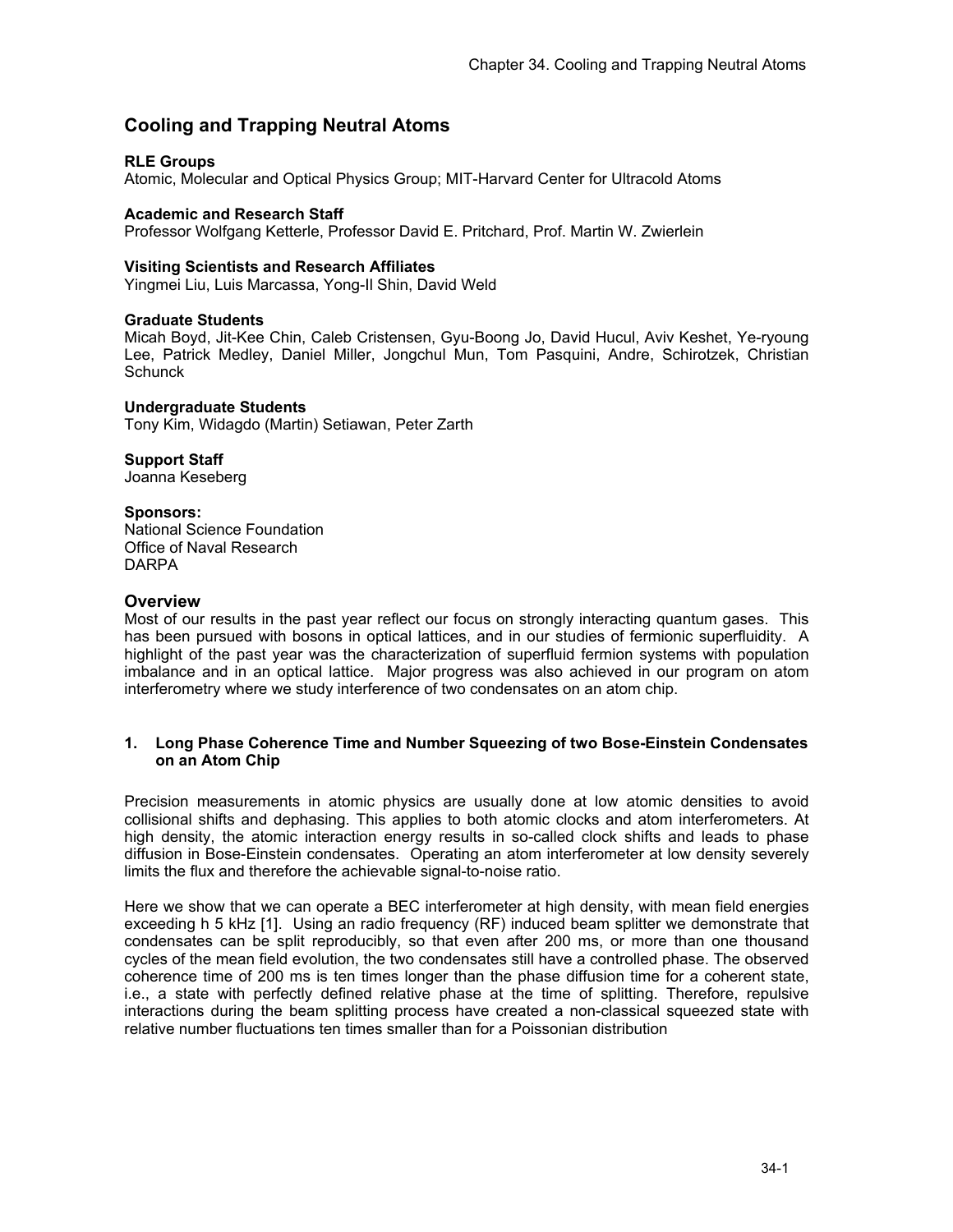# Cooling and Trapping Neutral Atoms

**RLE Groups**
Atomic, Molecular and Optical Physics Group; MIT-Harvard Center for Ultracold Atoms

**Academic and Research Staff**
Professor Wolfgang Ketterle, Professor David E. Pritchard, Prof. Martin W. Zwierlein

**Visiting Scientists and Research Affiliates**
Yingmei Liu, Luis Marcassa, Yong-Il Shin, David Weld

**Graduate Students**
Micah Boyd, Jit-Kee Chin, Caleb Cristensen, Gyu-Boong Jo, David Hucul, Aviv Keshet, Ye-ryoung Lee, Patrick Medley, Daniel Miller, Jongchul Mun, Tom Pasquini, Andre, Schirotzek, Christian Schunck

**Undergraduate Students**
Tony Kim, Widagdo (Martin) Setiawan, Peter Zarth

**Support Staff**
Joanna Keseberg

**Sponsors:**
National Science Foundation
Office of Naval Research
DARPA

## Overview

Most of our results in the past year reflect our focus on strongly interacting quantum gases. This has been pursued with bosons in optical lattices, and in our studies of fermionic superfluidity. A highlight of the past year was the characterization of superfluid fermion systems with population imbalance and in an optical lattice. Major progress was also achieved in our program on atom interferometry where we study interference of two condensates on an atom chip.

### 1. Long Phase Coherence Time and Number Squeezing of two Bose-Einstein Condensates on an Atom Chip

Precision measurements in atomic physics are usually done at low atomic densities to avoid collisional shifts and dephasing. This applies to both atomic clocks and atom interferometers. At high density, the atomic interaction energy results in so-called clock shifts and leads to phase diffusion in Bose-Einstein condensates. Operating an atom interferometer at low density severely limits the flux and therefore the achievable signal-to-noise ratio.

Here we show that we can operate a BEC interferometer at high density, with mean field energies exceeding h 5 kHz [1]. Using an radio frequency (RF) induced beam splitter we demonstrate that condensates can be split reproducibly, so that even after 200 ms, or more than one thousand cycles of the mean field evolution, the two condensates still have a controlled phase. The observed coherence time of 200 ms is ten times longer than the phase diffusion time for a coherent state, i.e., a state with perfectly defined relative phase at the time of splitting. Therefore, repulsive interactions during the beam splitting process have created a non-classical squeezed state with relative number fluctuations ten times smaller than for a Poissonian distribution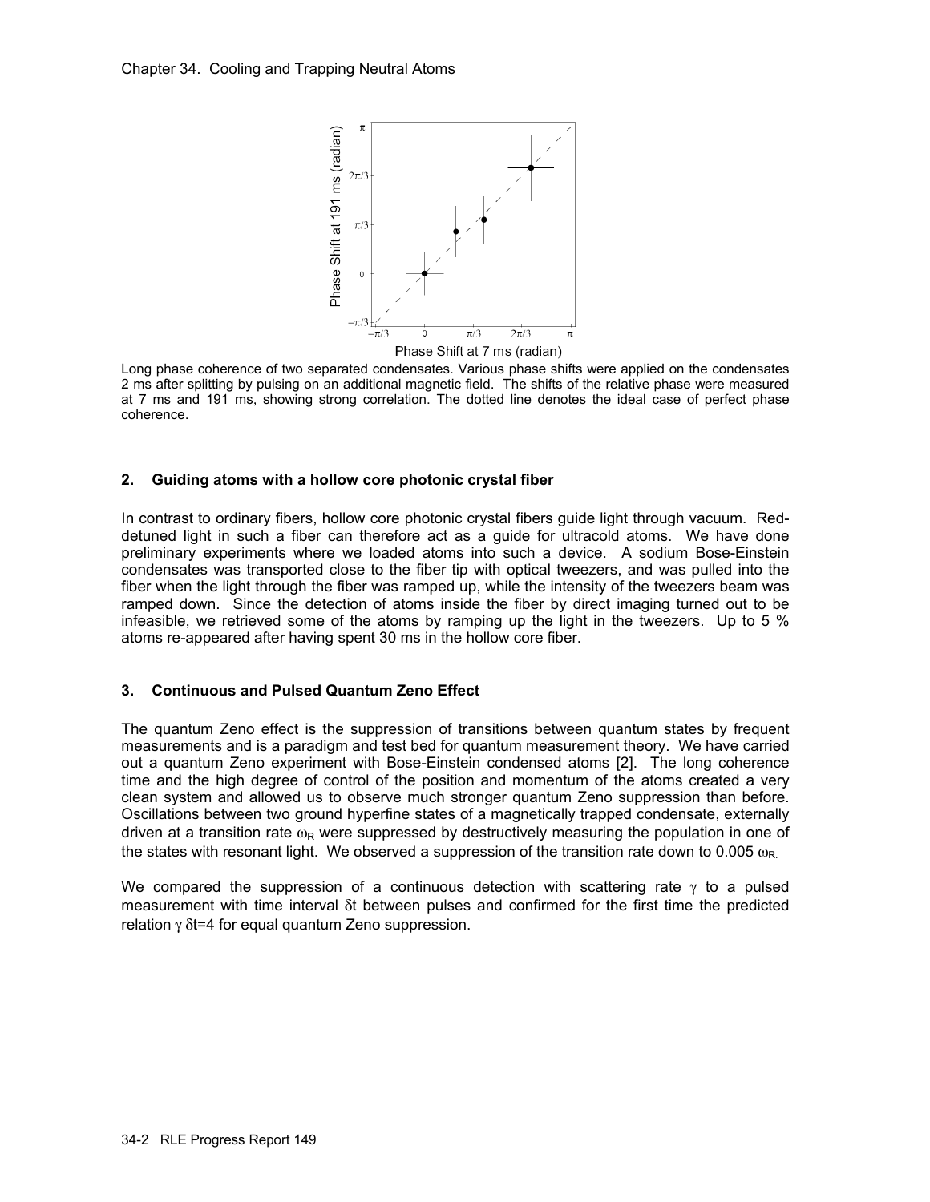Long phase coherence of two separated condensates. Various phase shifts were applied on the condensates 2 ms after splitting by pulsing on an additional magnetic field. The shifts of the relative phase were measured at 7 ms and 191 ms, showing strong correlation. The dotted line denotes the ideal case of perfect phase coherence.

## 2. Guiding atoms with a hollow core photonic crystal fiber

In contrast to ordinary fibers, hollow core photonic crystal fibers guide light through vacuum. Red-detuned light in such a fiber can therefore act as a guide for ultracold atoms. We have done preliminary experiments where we loaded atoms into such a device. A sodium Bose-Einstein condensates was transported close to the fiber tip with optical tweezers, and was pulled into the fiber when the light through the fiber was ramped up, while the intensity of the tweezers beam was ramped down. Since the detection of atoms inside the fiber by direct imaging turned out to be infeasible, we retrieved some of the atoms by ramping up the light in the tweezers. Up to 5 % atoms re-appeared after having spent 30 ms in the hollow core fiber.

## 3. Continuous and Pulsed Quantum Zeno Effect

The quantum Zeno effect is the suppression of transitions between quantum states by frequent measurements and is a paradigm and test bed for quantum measurement theory. We have carried out a quantum Zeno experiment with Bose-Einstein condensed atoms [2]. The long coherence time and the high degree of control of the position and momentum of the atoms created a very clean system and allowed us to observe much stronger quantum Zeno suppression than before. Oscillations between two ground hyperfine states of a magnetically trapped condensate, externally driven at a transition rate $\omega_R$ were suppressed by destructively measuring the population in one of the states with resonant light. We observed a suppression of the transition rate down to 0.005 $\omega_R$.

We compared the suppression of a continuous detection with scattering rate $\gamma$ to a pulsed measurement with time interval $\delta t$ between pulses and confirmed for the first time the predicted relation $\gamma\,\delta t=4$ for equal quantum Zeno suppression.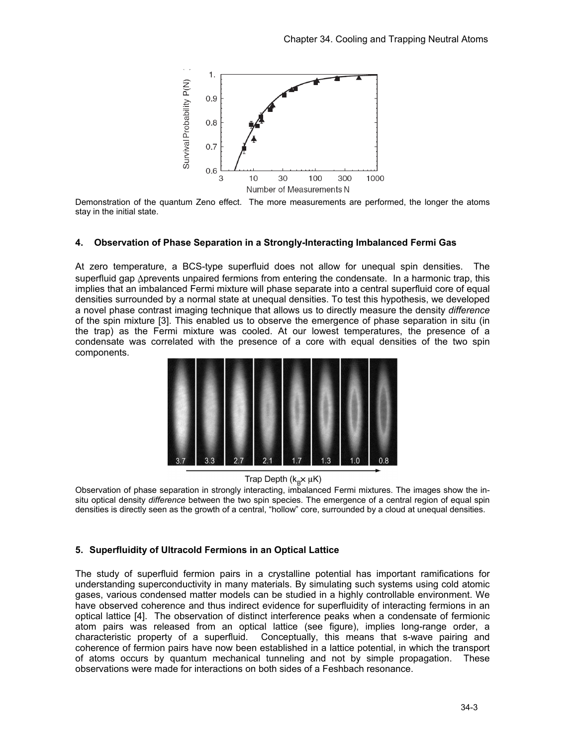Demonstration of the quantum Zeno effect. The more measurements are performed, the longer the atoms stay in the initial state.

### 4. Observation of Phase Separation in a Strongly-Interacting Imbalanced Fermi Gas

At zero temperature, a BCS-type superfluid does not allow for unequal spin densities. The superfluid gap $\Delta$ prevents unpaired fermions from entering the condensate. In a harmonic trap, this implies that an imbalanced Fermi mixture will phase separate into a central superfluid core of equal densities surrounded by a normal state at unequal densities. To test this hypothesis, we developed a novel phase contrast imaging technique that allows us to directly measure the density *difference* of the spin mixture [3]. This enabled us to observe the emergence of phase separation in situ (in the trap) as the Fermi mixture was cooled. At our lowest temperatures, the presence of a condensate was correlated with the presence of a core with equal densities of the two spin components.

Observation of phase separation in strongly interacting, imbalanced Fermi mixtures. The images show the in-situ optical density *difference* between the two spin species. The emergence of a central region of equal spin densities is directly seen as the growth of a central, "hollow" core, surrounded by a cloud at unequal densities.

### 5. Superfluidity of Ultracold Fermions in an Optical Lattice

The study of superfluid fermion pairs in a crystalline potential has important ramifications for understanding superconductivity in many materials. By simulating such systems using cold atomic gases, various condensed matter models can be studied in a highly controllable environment. We have observed coherence and thus indirect evidence for superfluidity of interacting fermions in an optical lattice [4]. The observation of distinct interference peaks when a condensate of fermionic atom pairs was released from an optical lattice (see figure), implies long-range order, a characteristic property of a superfluid. Conceptually, this means that s-wave pairing and coherence of fermion pairs have now been established in a lattice potential, in which the transport of atoms occurs by quantum mechanical tunneling and not by simple propagation. These observations were made for interactions on both sides of a Feshbach resonance.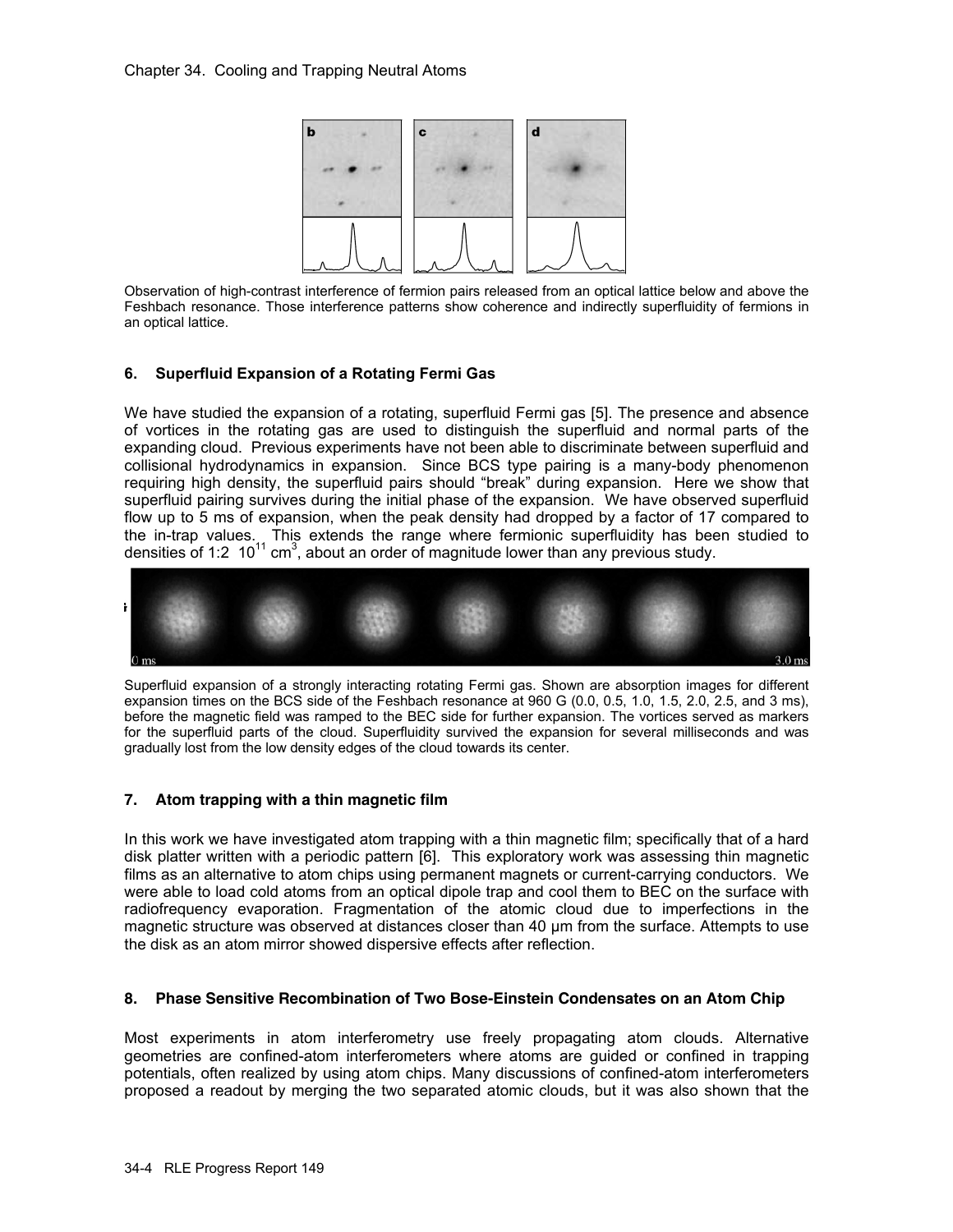Observation of high-contrast interference of fermion pairs released from an optical lattice below and above the Feshbach resonance. Those interference patterns show coherence and indirectly superfluidity of fermions in an optical lattice.

### 6. Superfluid Expansion of a Rotating Fermi Gas

We have studied the expansion of a rotating, superfluid Fermi gas [5]. The presence and absence of vortices in the rotating gas are used to distinguish the superfluid and normal parts of the expanding cloud. Previous experiments have not been able to discriminate between superfluid and collisional hydrodynamics in expansion. Since BCS type pairing is a many-body phenomenon requiring high density, the superfluid pairs should "break" during expansion. Here we show that superfluid pairing survives during the initial phase of the expansion. We have observed superfluid flow up to 5 ms of expansion, when the peak density had dropped by a factor of 17 compared to the in-trap values. This extends the range where fermionic superfluidity has been studied to densities of 1:2 $10^{11}$ $cm^3$, about an order of magnitude lower than any previous study.

Superfluid expansion of a strongly interacting rotating Fermi gas. Shown are absorption images for different expansion times on the BCS side of the Feshbach resonance at 960 G (0.0, 0.5, 1.0, 1.5, 2.0, 2.5, and 3 ms), before the magnetic field was ramped to the BEC side for further expansion. The vortices served as markers for the superfluid parts of the cloud. Superfluidity survived the expansion for several milliseconds and was gradually lost from the low density edges of the cloud towards its center.

### 7. Atom trapping with a thin magnetic film

In this work we have investigated atom trapping with a thin magnetic film; specifically that of a hard disk platter written with a periodic pattern [6]. This exploratory work was assessing thin magnetic films as an alternative to atom chips using permanent magnets or current-carrying conductors. We were able to load cold atoms from an optical dipole trap and cool them to BEC on the surface with radiofrequency evaporation. Fragmentation of the atomic cloud due to imperfections in the magnetic structure was observed at distances closer than 40 μm from the surface. Attempts to use the disk as an atom mirror showed dispersive effects after reflection.

### 8. Phase Sensitive Recombination of Two Bose-Einstein Condensates on an Atom Chip

Most experiments in atom interferometry use freely propagating atom clouds. Alternative geometries are confined-atom interferometers where atoms are guided or confined in trapping potentials, often realized by using atom chips. Many discussions of confined-atom interferometers proposed a readout by merging the two separated atomic clouds, but it was also shown that the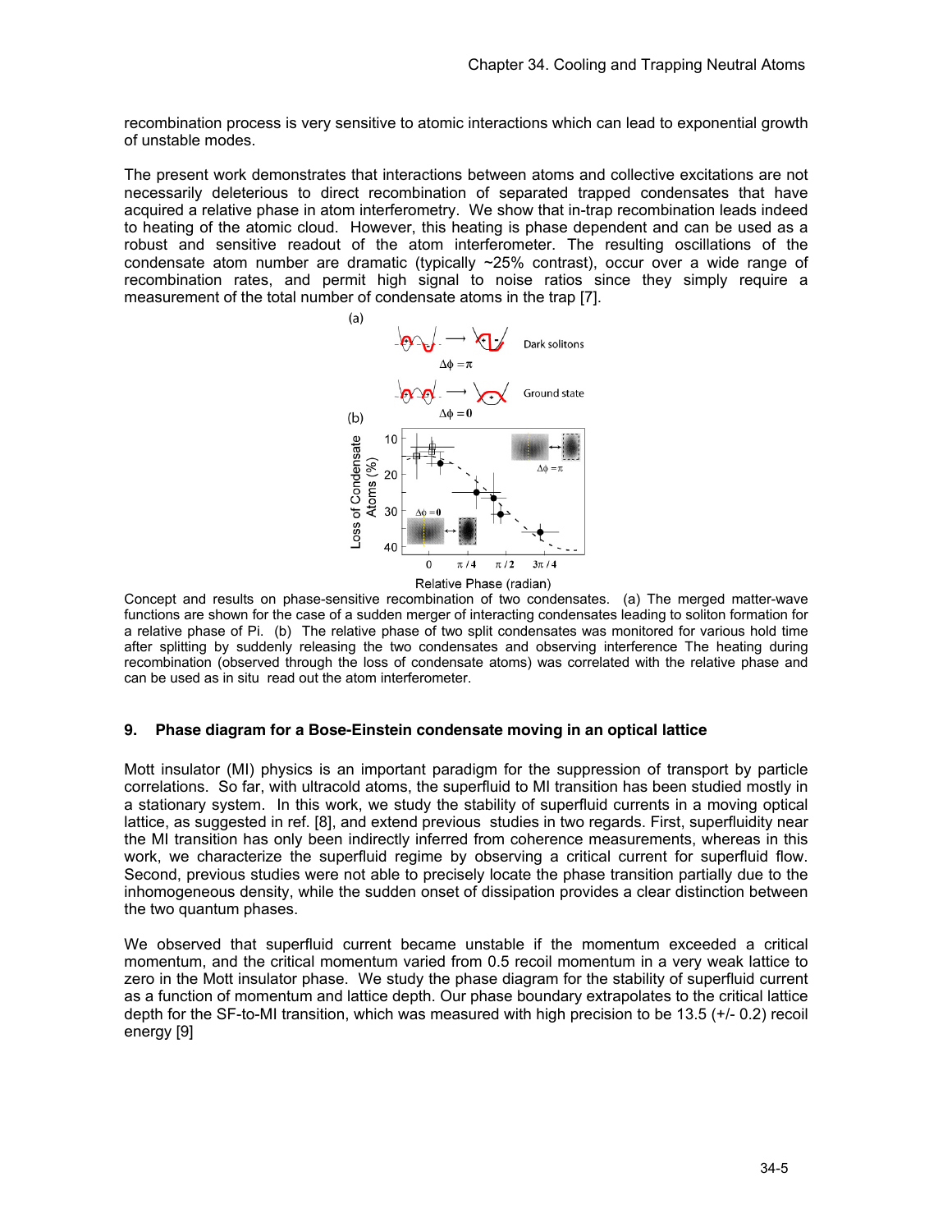recombination process is very sensitive to atomic interactions which can lead to exponential growth of unstable modes.

The present work demonstrates that interactions between atoms and collective excitations are not necessarily deleterious to direct recombination of separated trapped condensates that have acquired a relative phase in atom interferometry. We show that in-trap recombination leads indeed to heating of the atomic cloud. However, this heating is phase dependent and can be used as a robust and sensitive readout of the atom interferometer. The resulting oscillations of the condensate atom number are dramatic (typically ~25% contrast), occur over a wide range of recombination rates, and permit high signal to noise ratios since they simply require a measurement of the total number of condensate atoms in the trap [7].

Concept and results on phase-sensitive recombination of two condensates. (a) The merged matter-wave functions are shown for the case of a sudden merger of interacting condensates leading to soliton formation for a relative phase of Pi. (b) The relative phase of two split condensates was monitored for various hold time after splitting by suddenly releasing the two condensates and observing interference The heating during recombination (observed through the loss of condensate atoms) was correlated with the relative phase and can be used as in situ read out the atom interferometer.

## 9. Phase diagram for a Bose-Einstein condensate moving in an optical lattice

Mott insulator (MI) physics is an important paradigm for the suppression of transport by particle correlations. So far, with ultracold atoms, the superfluid to MI transition has been studied mostly in a stationary system. In this work, we study the stability of superfluid currents in a moving optical lattice, as suggested in ref. [8], and extend previous studies in two regards. First, superfluidity near the MI transition has only been indirectly inferred from coherence measurements, whereas in this work, we characterize the superfluid regime by observing a critical current for superfluid flow. Second, previous studies were not able to precisely locate the phase transition partially due to the inhomogeneous density, while the sudden onset of dissipation provides a clear distinction between the two quantum phases.

We observed that superfluid current became unstable if the momentum exceeded a critical momentum, and the critical momentum varied from 0.5 recoil momentum in a very weak lattice to zero in the Mott insulator phase. We study the phase diagram for the stability of superfluid current as a function of momentum and lattice depth. Our phase boundary extrapolates to the critical lattice depth for the SF-to-MI transition, which was measured with high precision to be 13.5 (+/- 0.2) recoil energy [9]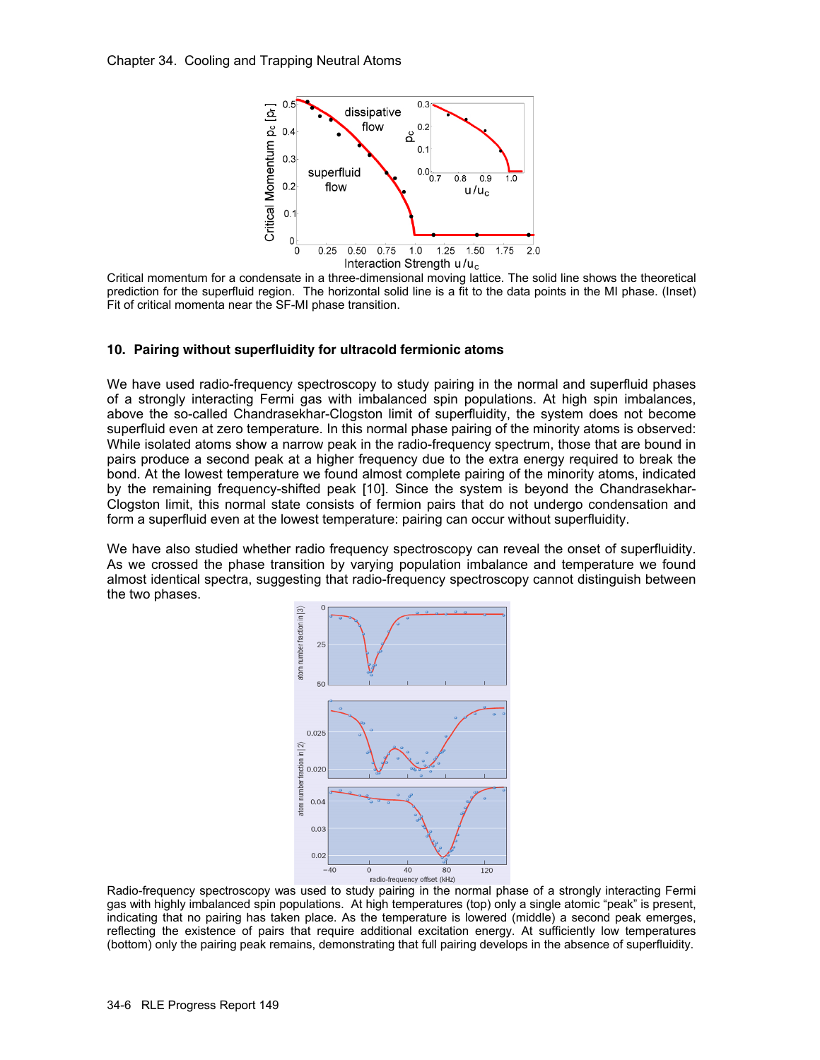Critical momentum for a condensate in a three-dimensional moving lattice. The solid line shows the theoretical prediction for the superfluid region. The horizontal solid line is a fit to the data points in the MI phase. (Inset) Fit of critical momenta near the SF-MI phase transition.

## 10. Pairing without superfluidity for ultracold fermionic atoms

We have used radio-frequency spectroscopy to study pairing in the normal and superfluid phases of a strongly interacting Fermi gas with imbalanced spin populations. At high spin imbalances, above the so-called Chandrasekhar-Clogston limit of superfluidity, the system does not become superfluid even at zero temperature. In this normal phase pairing of the minority atoms is observed: While isolated atoms show a narrow peak in the radio-frequency spectrum, those that are bound in pairs produce a second peak at a higher frequency due to the extra energy required to break the bond. At the lowest temperature we found almost complete pairing of the minority atoms, indicated by the remaining frequency-shifted peak [10]. Since the system is beyond the Chandrasekhar-Clogston limit, this normal state consists of fermion pairs that do not undergo condensation and form a superfluid even at the lowest temperature: pairing can occur without superfluidity.

We have also studied whether radio frequency spectroscopy can reveal the onset of superfluidity. As we crossed the phase transition by varying population imbalance and temperature we found almost identical spectra, suggesting that radio-frequency spectroscopy cannot distinguish between the two phases.

Radio-frequency spectroscopy was used to study pairing in the normal phase of a strongly interacting Fermi gas with highly imbalanced spin populations. At high temperatures (top) only a single atomic "peak" is present, indicating that no pairing has taken place. As the temperature is lowered (middle) a second peak emerges, reflecting the existence of pairs that require additional excitation energy. At sufficiently low temperatures (bottom) only the pairing peak remains, demonstrating that full pairing develops in the absence of superfluidity.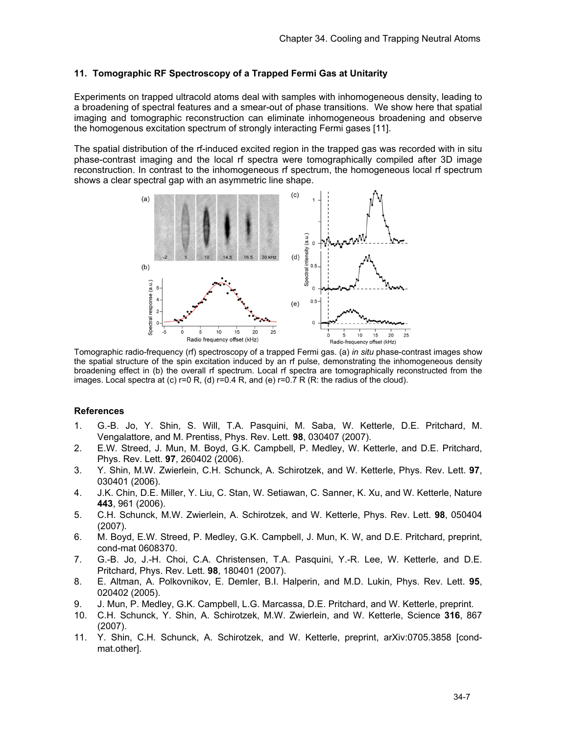## 11. Tomographic RF Spectroscopy of a Trapped Fermi Gas at Unitarity

Experiments on trapped ultracold atoms deal with samples with inhomogeneous density, leading to a broadening of spectral features and a smear-out of phase transitions. We show here that spatial imaging and tomographic reconstruction can eliminate inhomogeneous broadening and observe the homogenous excitation spectrum of strongly interacting Fermi gases [11].

The spatial distribution of the rf-induced excited region in the trapped gas was recorded with in situ phase-contrast imaging and the local rf spectra were tomographically compiled after 3D image reconstruction. In contrast to the inhomogeneous rf spectrum, the homogeneous local rf spectrum shows a clear spectral gap with an asymmetric line shape.

Tomographic radio-frequency (rf) spectroscopy of a trapped Fermi gas. (a) *in situ* phase-contrast images show the spatial structure of the spin excitation induced by an rf pulse, demonstrating the inhomogeneous density broadening effect in (b) the overall rf spectrum. Local rf spectra are tomographically reconstructed from the images. Local spectra at (c) r=0 R, (d) r=0.4 R, and (e) r=0.7 R (R: the radius of the cloud).

### References

1. G.-B. Jo, Y. Shin, S. Will, T.A. Pasquini, M. Saba, W. Ketterle, D.E. Pritchard, M. Vengalattore, and M. Prentiss, Phys. Rev. Lett. **98**, 030407 (2007).
2. E.W. Streed, J. Mun, M. Boyd, G.K. Campbell, P. Medley, W. Ketterle, and D.E. Pritchard, Phys. Rev. Lett. **97**, 260402 (2006).
3. Y. Shin, M.W. Zwierlein, C.H. Schunck, A. Schirotzek, and W. Ketterle, Phys. Rev. Lett. **97**, 030401 (2006).
4. J.K. Chin, D.E. Miller, Y. Liu, C. Stan, W. Setiawan, C. Sanner, K. Xu, and W. Ketterle, Nature **443**, 961 (2006).
5. C.H. Schunck, M.W. Zwierlein, A. Schirotzek, and W. Ketterle, Phys. Rev. Lett. **98**, 050404 (2007).
6. M. Boyd, E.W. Streed, P. Medley, G.K. Campbell, J. Mun, K. W, and D.E. Pritchard, preprint, cond-mat 0608370.
7. G.-B. Jo, J.-H. Choi, C.A. Christensen, T.A. Pasquini, Y.-R. Lee, W. Ketterle, and D.E. Pritchard, Phys. Rev. Lett. **98**, 180401 (2007).
8. E. Altman, A. Polkovnikov, E. Demler, B.I. Halperin, and M.D. Lukin, Phys. Rev. Lett. **95**, 020402 (2005).
9. J. Mun, P. Medley, G.K. Campbell, L.G. Marcassa, D.E. Pritchard, and W. Ketterle, preprint.
10. C.H. Schunck, Y. Shin, A. Schirotzek, M.W. Zwierlein, and W. Ketterle, Science **316**, 867 (2007).
11. Y. Shin, C.H. Schunck, A. Schirotzek, and W. Ketterle, preprint, arXiv:0705.3858 [cond-mat.other].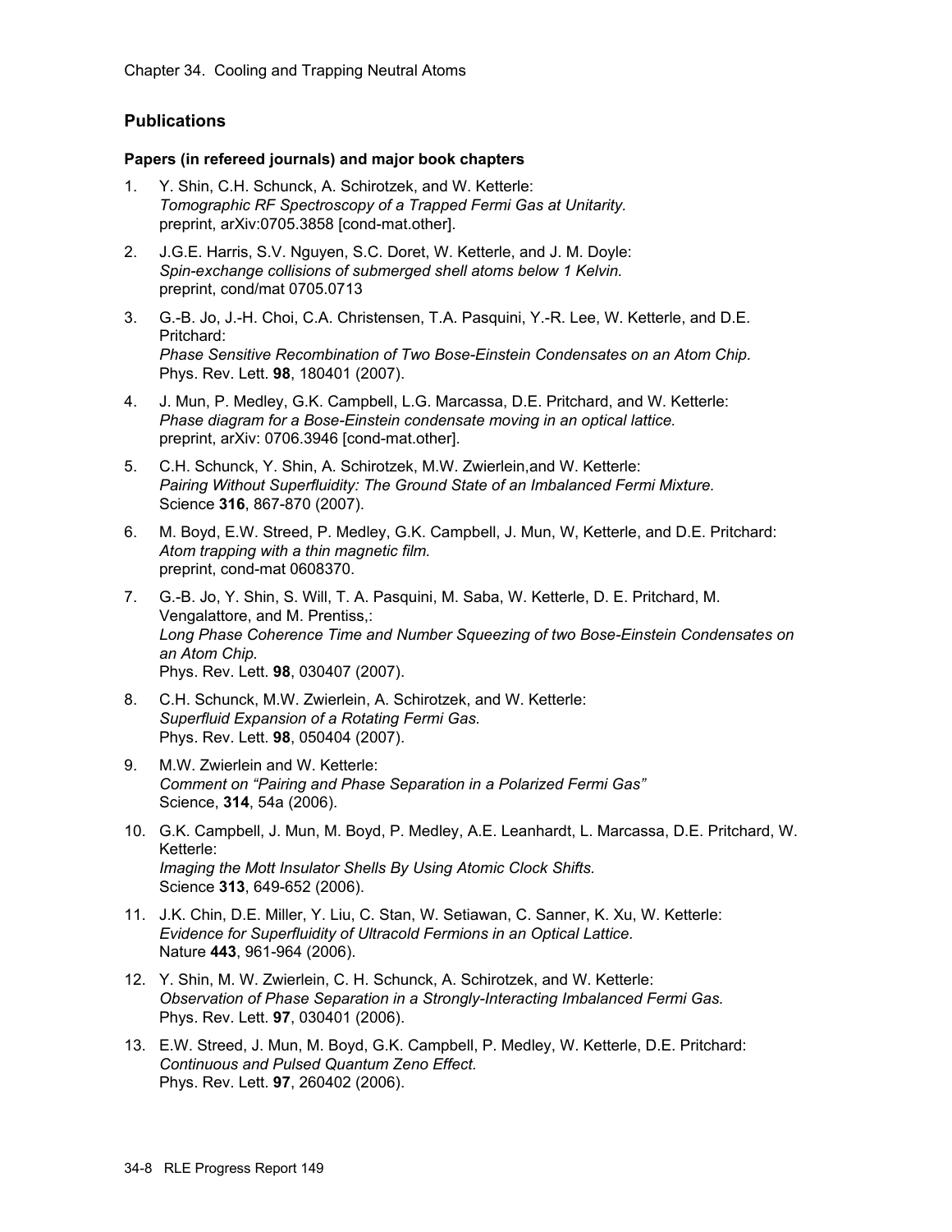## Publications

### Papers (in refereed journals) and major book chapters

1. Y. Shin, C.H. Schunck, A. Schirotzek, and W. Ketterle:
   *Tomographic RF Spectroscopy of a Trapped Fermi Gas at Unitarity.*
   preprint, arXiv:0705.3858 [cond-mat.other].

2. J.G.E. Harris, S.V. Nguyen, S.C. Doret, W. Ketterle, and J. M. Doyle:
   *Spin-exchange collisions of submerged shell atoms below 1 Kelvin.*
   preprint, cond/mat 0705.0713

3. G.-B. Jo, J.-H. Choi, C.A. Christensen, T.A. Pasquini, Y.-R. Lee, W. Ketterle, and D.E. Pritchard:
   *Phase Sensitive Recombination of Two Bose-Einstein Condensates on an Atom Chip.*
   Phys. Rev. Lett. **98**, 180401 (2007).

4. J. Mun, P. Medley, G.K. Campbell, L.G. Marcassa, D.E. Pritchard, and W. Ketterle:
   *Phase diagram for a Bose-Einstein condensate moving in an optical lattice.*
   preprint, arXiv: 0706.3946 [cond-mat.other].

5. C.H. Schunck, Y. Shin, A. Schirotzek, M.W. Zwierlein,and W. Ketterle:
   *Pairing Without Superfluidity: The Ground State of an Imbalanced Fermi Mixture.*
   Science **316**, 867-870 (2007).

6. M. Boyd, E.W. Streed, P. Medley, G.K. Campbell, J. Mun, W, Ketterle, and D.E. Pritchard:
   *Atom trapping with a thin magnetic film.*
   preprint, cond-mat 0608370.

7. G.-B. Jo, Y. Shin, S. Will, T. A. Pasquini, M. Saba, W. Ketterle, D. E. Pritchard, M. Vengalattore, and M. Prentiss,:
   *Long Phase Coherence Time and Number Squeezing of two Bose-Einstein Condensates on an Atom Chip.*
   Phys. Rev. Lett. **98**, 030407 (2007).

8. C.H. Schunck, M.W. Zwierlein, A. Schirotzek, and W. Ketterle:
   *Superfluid Expansion of a Rotating Fermi Gas.*
   Phys. Rev. Lett. **98**, 050404 (2007).

9. M.W. Zwierlein and W. Ketterle:
   *Comment on "Pairing and Phase Separation in a Polarized Fermi Gas"*
   Science, **314**, 54a (2006).

10. G.K. Campbell, J. Mun, M. Boyd, P. Medley, A.E. Leanhardt, L. Marcassa, D.E. Pritchard, W. Ketterle:
    *Imaging the Mott Insulator Shells By Using Atomic Clock Shifts.*
    Science **313**, 649-652 (2006).

11. J.K. Chin, D.E. Miller, Y. Liu, C. Stan, W. Setiawan, C. Sanner, K. Xu, W. Ketterle:
    *Evidence for Superfluidity of Ultracold Fermions in an Optical Lattice.*
    Nature **443**, 961-964 (2006).

12. Y. Shin, M. W. Zwierlein, C. H. Schunck, A. Schirotzek, and W. Ketterle:
    *Observation of Phase Separation in a Strongly-Interacting Imbalanced Fermi Gas.*
    Phys. Rev. Lett. **97**, 030401 (2006).

13. E.W. Streed, J. Mun, M. Boyd, G.K. Campbell, P. Medley, W. Ketterle, D.E. Pritchard:
    *Continuous and Pulsed Quantum Zeno Effect.*
    Phys. Rev. Lett. **97**, 260402 (2006).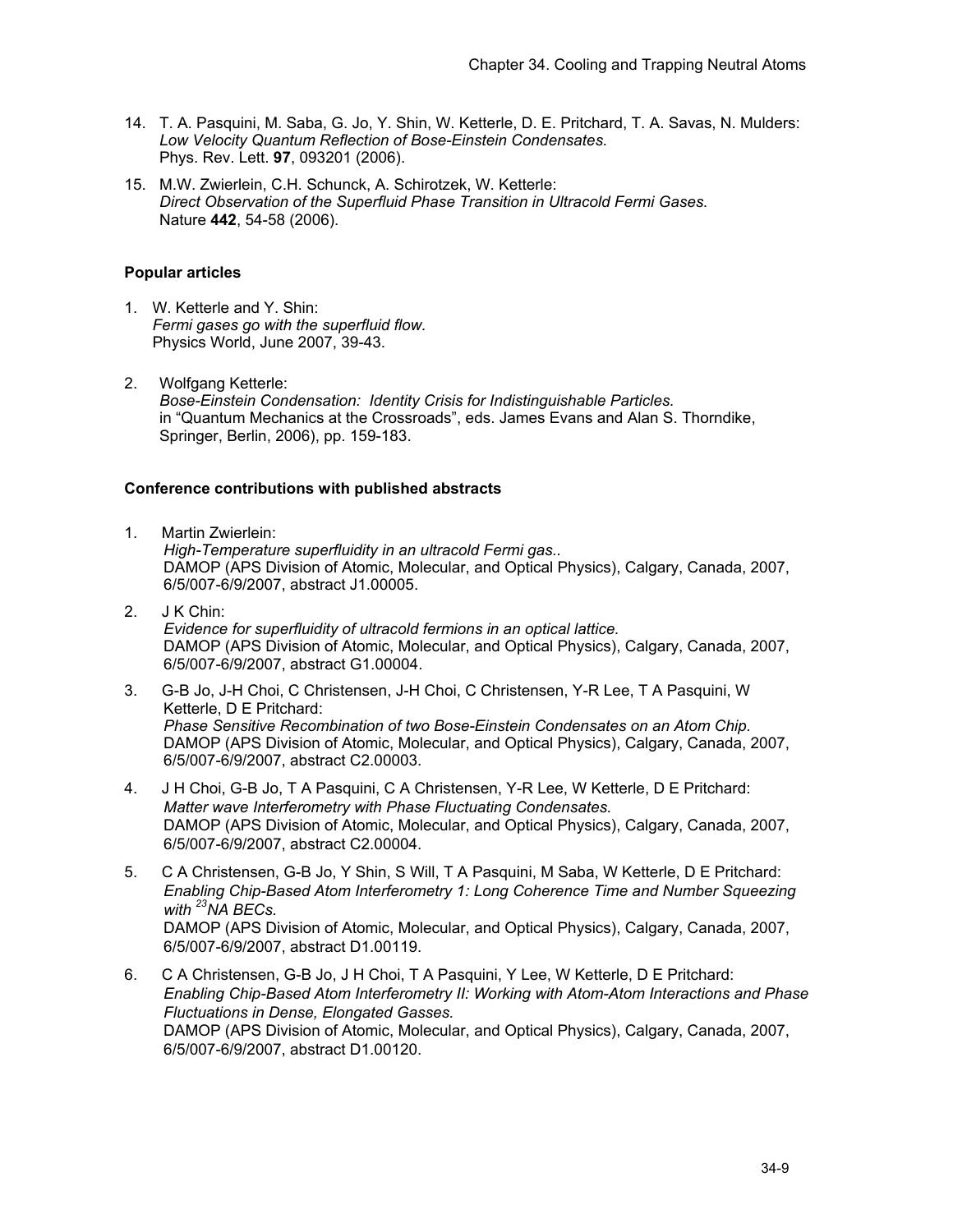14. T. A. Pasquini, M. Saba, G. Jo, Y. Shin, W. Ketterle, D. E. Pritchard, T. A. Savas, N. Mulders: *Low Velocity Quantum Reflection of Bose-Einstein Condensates.* Phys. Rev. Lett. **97**, 093201 (2006).

15. M.W. Zwierlein, C.H. Schunck, A. Schirotzek, W. Ketterle: *Direct Observation of the Superfluid Phase Transition in Ultracold Fermi Gases.* Nature **442**, 54-58 (2006).

**Popular articles**

1. W. Ketterle and Y. Shin: *Fermi gases go with the superfluid flow.* Physics World, June 2007, 39-43.

2. Wolfgang Ketterle: *Bose-Einstein Condensation: Identity Crisis for Indistinguishable Particles.* in "Quantum Mechanics at the Crossroads", eds. James Evans and Alan S. Thorndike, Springer, Berlin, 2006), pp. 159-183.

**Conference contributions with published abstracts**

1. Martin Zwierlein: *High-Temperature superfluidity in an ultracold Fermi gas..* DAMOP (APS Division of Atomic, Molecular, and Optical Physics), Calgary, Canada, 2007, 6/5/007-6/9/2007, abstract J1.00005.

2. J K Chin: *Evidence for superfluidity of ultracold fermions in an optical lattice.* DAMOP (APS Division of Atomic, Molecular, and Optical Physics), Calgary, Canada, 2007, 6/5/007-6/9/2007, abstract G1.00004.

3. G-B Jo, J-H Choi, C Christensen, J-H Choi, C Christensen, Y-R Lee, T A Pasquini, W Ketterle, D E Pritchard: *Phase Sensitive Recombination of two Bose-Einstein Condensates on an Atom Chip.* DAMOP (APS Division of Atomic, Molecular, and Optical Physics), Calgary, Canada, 2007, 6/5/007-6/9/2007, abstract C2.00003.

4. J H Choi, G-B Jo, T A Pasquini, C A Christensen, Y-R Lee, W Ketterle, D E Pritchard: *Matter wave Interferometry with Phase Fluctuating Condensates.* DAMOP (APS Division of Atomic, Molecular, and Optical Physics), Calgary, Canada, 2007, 6/5/007-6/9/2007, abstract C2.00004.

5. C A Christensen, G-B Jo, Y Shin, S Will, T A Pasquini, M Saba, W Ketterle, D E Pritchard: *Enabling Chip-Based Atom Interferometry 1: Long Coherence Time and Number Squeezing with $^{23}NA$ BECs.* DAMOP (APS Division of Atomic, Molecular, and Optical Physics), Calgary, Canada, 2007, 6/5/007-6/9/2007, abstract D1.00119.

6. C A Christensen, G-B Jo, J H Choi, T A Pasquini, Y Lee, W Ketterle, D E Pritchard: *Enabling Chip-Based Atom Interferometry II: Working with Atom-Atom Interactions and Phase Fluctuations in Dense, Elongated Gasses.* DAMOP (APS Division of Atomic, Molecular, and Optical Physics), Calgary, Canada, 2007, 6/5/007-6/9/2007, abstract D1.00120.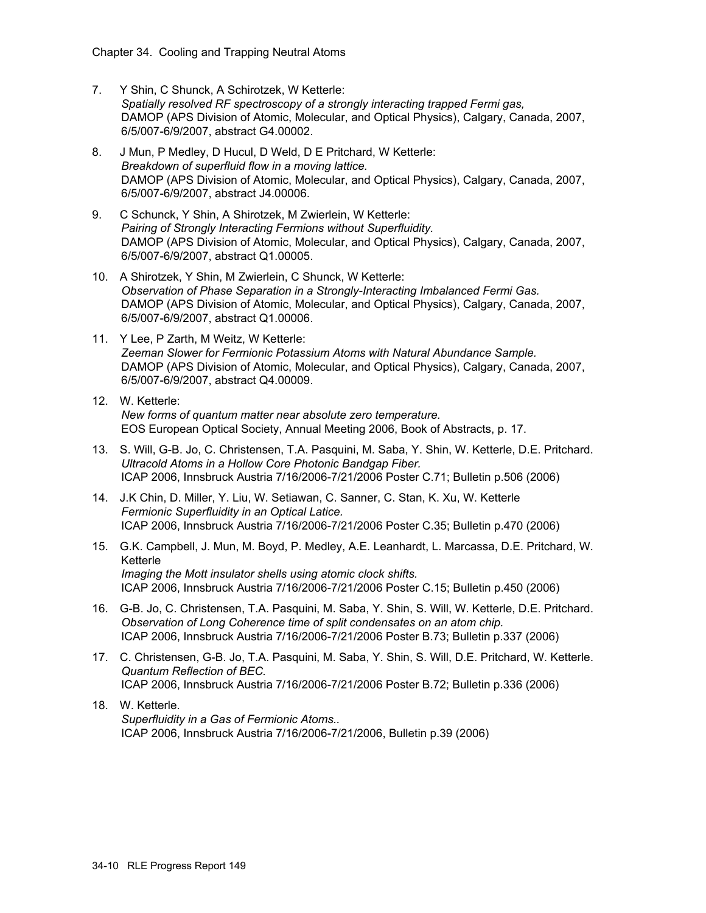7. Y Shin, C Shunck, A Schirotzek, W Ketterle:
   *Spatially resolved RF spectroscopy of a strongly interacting trapped Fermi gas,*
   DAMOP (APS Division of Atomic, Molecular, and Optical Physics), Calgary, Canada, 2007, 6/5/007-6/9/2007, abstract G4.00002.

8. J Mun, P Medley, D Hucul, D Weld, D E Pritchard, W Ketterle:
   *Breakdown of superfluid flow in a moving lattice.*
   DAMOP (APS Division of Atomic, Molecular, and Optical Physics), Calgary, Canada, 2007, 6/5/007-6/9/2007, abstract J4.00006.

9. C Schunck, Y Shin, A Shirotzek, M Zwierlein, W Ketterle:
   *Pairing of Strongly Interacting Fermions without Superfluidity.*
   DAMOP (APS Division of Atomic, Molecular, and Optical Physics), Calgary, Canada, 2007, 6/5/007-6/9/2007, abstract Q1.00005.

10. A Shirotzek, Y Shin, M Zwierlein, C Shunck, W Ketterle:
    *Observation of Phase Separation in a Strongly-Interacting Imbalanced Fermi Gas.*
    DAMOP (APS Division of Atomic, Molecular, and Optical Physics), Calgary, Canada, 2007, 6/5/007-6/9/2007, abstract Q1.00006.

11. Y Lee, P Zarth, M Weitz, W Ketterle:
    *Zeeman Slower for Fermionic Potassium Atoms with Natural Abundance Sample.*
    DAMOP (APS Division of Atomic, Molecular, and Optical Physics), Calgary, Canada, 2007, 6/5/007-6/9/2007, abstract Q4.00009.

12. W. Ketterle:
    *New forms of quantum matter near absolute zero temperature.*
    EOS European Optical Society, Annual Meeting 2006, Book of Abstracts, p. 17.

13. S. Will, G-B. Jo, C. Christensen, T.A. Pasquini, M. Saba, Y. Shin, W. Ketterle, D.E. Pritchard.
    *Ultracold Atoms in a Hollow Core Photonic Bandgap Fiber.*
    ICAP 2006, Innsbruck Austria 7/16/2006-7/21/2006 Poster C.71; Bulletin p.506 (2006)

14. J.K Chin, D. Miller, Y. Liu, W. Setiawan, C. Sanner, C. Stan, K. Xu, W. Ketterle
    *Fermionic Superfluidity in an Optical Latice.*
    ICAP 2006, Innsbruck Austria 7/16/2006-7/21/2006 Poster C.35; Bulletin p.470 (2006)

15. G.K. Campbell, J. Mun, M. Boyd, P. Medley, A.E. Leanhardt, L. Marcassa, D.E. Pritchard, W. Ketterle
    *Imaging the Mott insulator shells using atomic clock shifts.*
    ICAP 2006, Innsbruck Austria 7/16/2006-7/21/2006 Poster C.15; Bulletin p.450 (2006)

16. G-B. Jo, C. Christensen, T.A. Pasquini, M. Saba, Y. Shin, S. Will, W. Ketterle, D.E. Pritchard.
    *Observation of Long Coherence time of split condensates on an atom chip.*
    ICAP 2006, Innsbruck Austria 7/16/2006-7/21/2006 Poster B.73; Bulletin p.337 (2006)

17. C. Christensen, G-B. Jo, T.A. Pasquini, M. Saba, Y. Shin, S. Will, D.E. Pritchard, W. Ketterle.
    *Quantum Reflection of BEC.*
    ICAP 2006, Innsbruck Austria 7/16/2006-7/21/2006 Poster B.72; Bulletin p.336 (2006)

18. W. Ketterle.
    *Superfluidity in a Gas of Fermionic Atoms..*
    ICAP 2006, Innsbruck Austria 7/16/2006-7/21/2006, Bulletin p.39 (2006)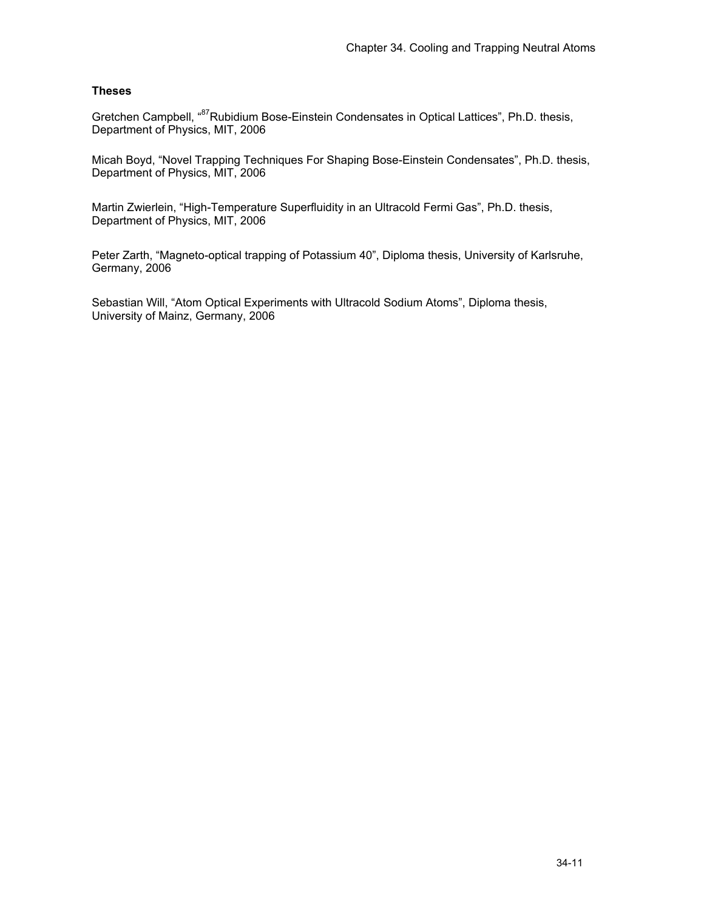### Theses

Gretchen Campbell, "$^{87}$Rubidium Bose-Einstein Condensates in Optical Lattices", Ph.D. thesis, Department of Physics, MIT, 2006

Micah Boyd, "Novel Trapping Techniques For Shaping Bose-Einstein Condensates", Ph.D. thesis, Department of Physics, MIT, 2006

Martin Zwierlein, "High-Temperature Superfluidity in an Ultracold Fermi Gas", Ph.D. thesis, Department of Physics, MIT, 2006

Peter Zarth, "Magneto-optical trapping of Potassium 40", Diploma thesis, University of Karlsruhe, Germany, 2006

Sebastian Will, "Atom Optical Experiments with Ultracold Sodium Atoms", Diploma thesis, University of Mainz, Germany, 2006